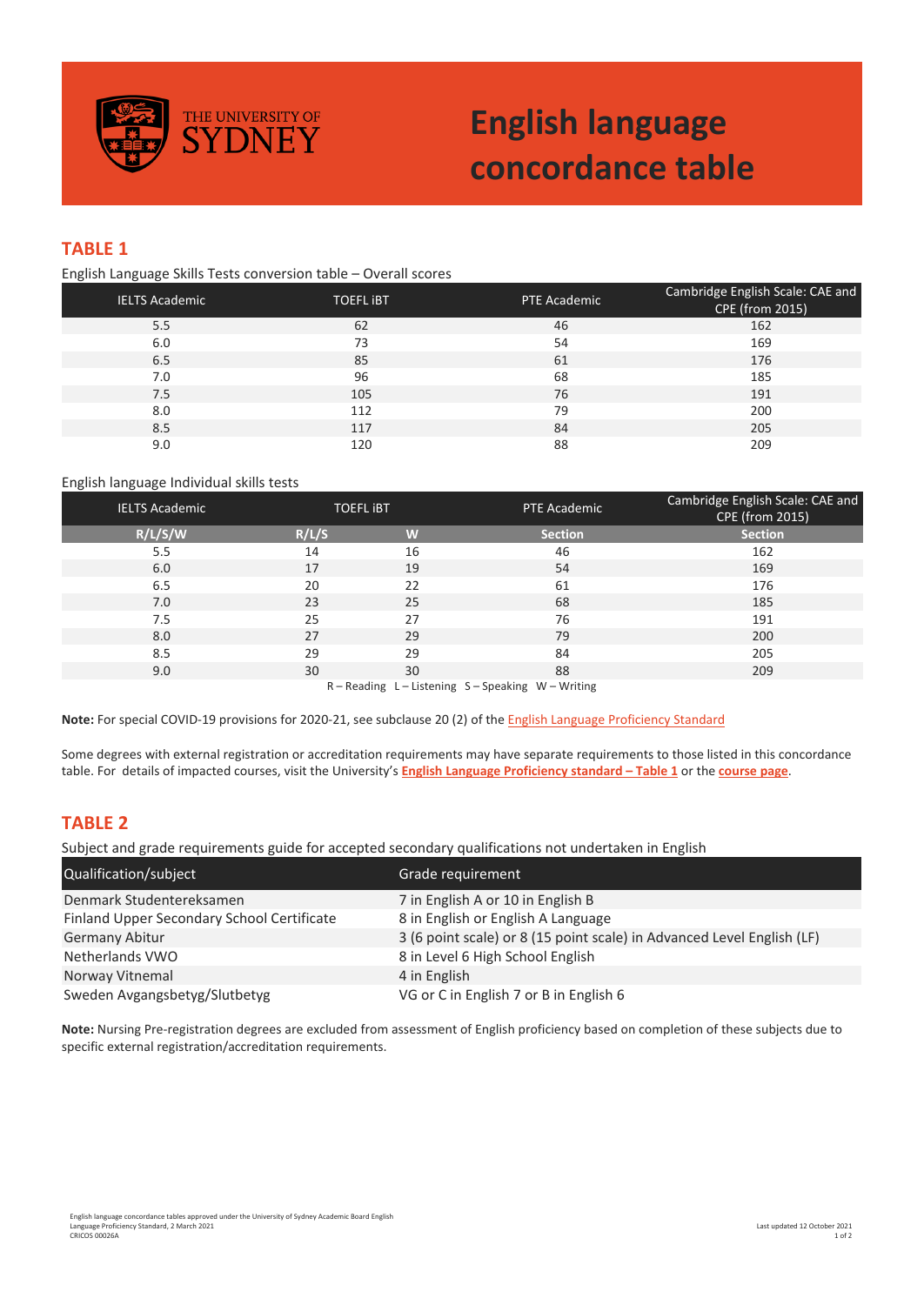# English language concordance table

## TABLE 1

English Language Skills Tests conversion table – Overall scores

| IELTS Academic | TOEFL iBT | PTE Academic | Cambridge English Scale: CAE and CPE (from 2015) |
|---|---|---|---|
| 5.5 | 62 | 46 | 162 |
| 6.0 | 73 | 54 | 169 |
| 6.5 | 85 | 61 | 176 |
| 7.0 | 96 | 68 | 185 |
| 7.5 | 105 | 76 | 191 |
| 8.0 | 112 | 79 | 200 |
| 8.5 | 117 | 84 | 205 |
| 9.0 | 120 | 88 | 209 |

English language Individual skills tests

| IELTS Academic | TOEFL iBT | | PTE Academic | Cambridge English Scale: CAE and CPE (from 2015) |
|---|---|---|---|---|
| R/L/S/W | R/L/S | W | Section | Section |
| 5.5 | 14 | 16 | 46 | 162 |
| 6.0 | 17 | 19 | 54 | 169 |
| 6.5 | 20 | 22 | 61 | 176 |
| 7.0 | 23 | 25 | 68 | 185 |
| 7.5 | 25 | 27 | 76 | 191 |
| 8.0 | 27 | 29 | 79 | 200 |
| 8.5 | 29 | 29 | 84 | 205 |
| 9.0 | 30 | 30 | 88 | 209 |

R – Reading L – Listening S – Speaking W – Writing

**Note:** For special COVID-19 provisions for 2020-21, see subclause 20 (2) of the English Language Proficiency Standard

Some degrees with external registration or accreditation requirements may have separate requirements to those listed in this concordance table. For details of impacted courses, visit the University's **English Language Proficiency standard – Table 1** or the **course page**.

## TABLE 2

Subject and grade requirements guide for accepted secondary qualifications not undertaken in English

| Qualification/subject | Grade requirement |
|---|---|
| Denmark Studentereksamen | 7 in English A or 10 in English B |
| Finland Upper Secondary School Certificate | 8 in English or English A Language |
| Germany Abitur | 3 (6 point scale) or 8 (15 point scale) in Advanced Level English (LF) |
| Netherlands VWO | 8 in Level 6 High School English |
| Norway Vitnemal | 4 in English |
| Sweden Avgangsbetyg/Slutbetyg | VG or C in English 7 or B in English 6 |

**Note:** Nursing Pre-registration degrees are excluded from assessment of English proficiency based on completion of these subjects due to specific external registration/accreditation requirements.

English language concordance tables approved under the University of Sydney Academic Board English Language Proficiency Standard, 2 March 2021
CRICOS 00026A

Last updated 12 October 2021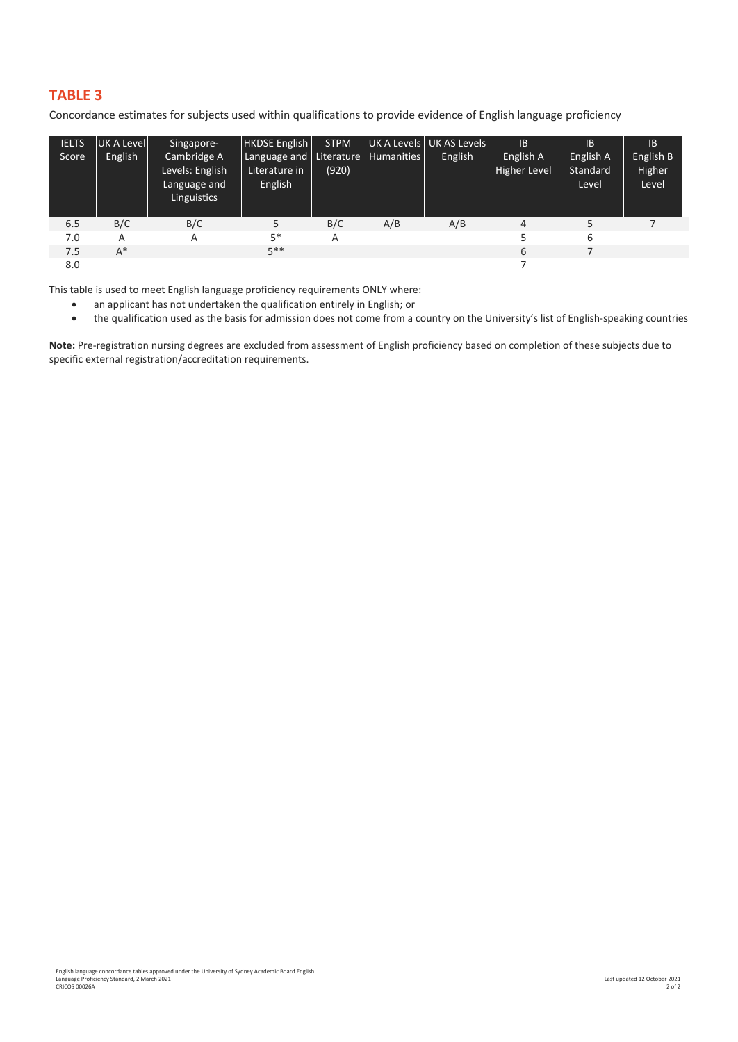## TABLE 3

Concordance estimates for subjects used within qualifications to provide evidence of English language proficiency

| IELTS Score | UK A Level English | Singapore-Cambridge A Levels: English Language and Linguistics | HKDSE English Language and Literature in English | STPM Literature (920) | UK A Levels Humanities | UK AS Levels English | IB English A Higher Level | IB English A Standard Level | IB English B Higher Level |
|---|---|---|---|---|---|---|---|---|---|
| 6.5 | B/C | B/C | 5 | B/C | A/B | A/B | 4 | 5 | 7 |
| 7.0 | A | A | 5* | A | | | 5 | 6 | |
| 7.5 | A* | | 5** | | | | 6 | 7 | |
| 8.0 | | | | | | | 7 | | |

This table is used to meet English language proficiency requirements ONLY where:

- an applicant has not undertaken the qualification entirely in English; or
- the qualification used as the basis for admission does not come from a country on the University's list of English-speaking countries

**Note:** Pre-registration nursing degrees are excluded from assessment of English proficiency based on completion of these subjects due to specific external registration/accreditation requirements.